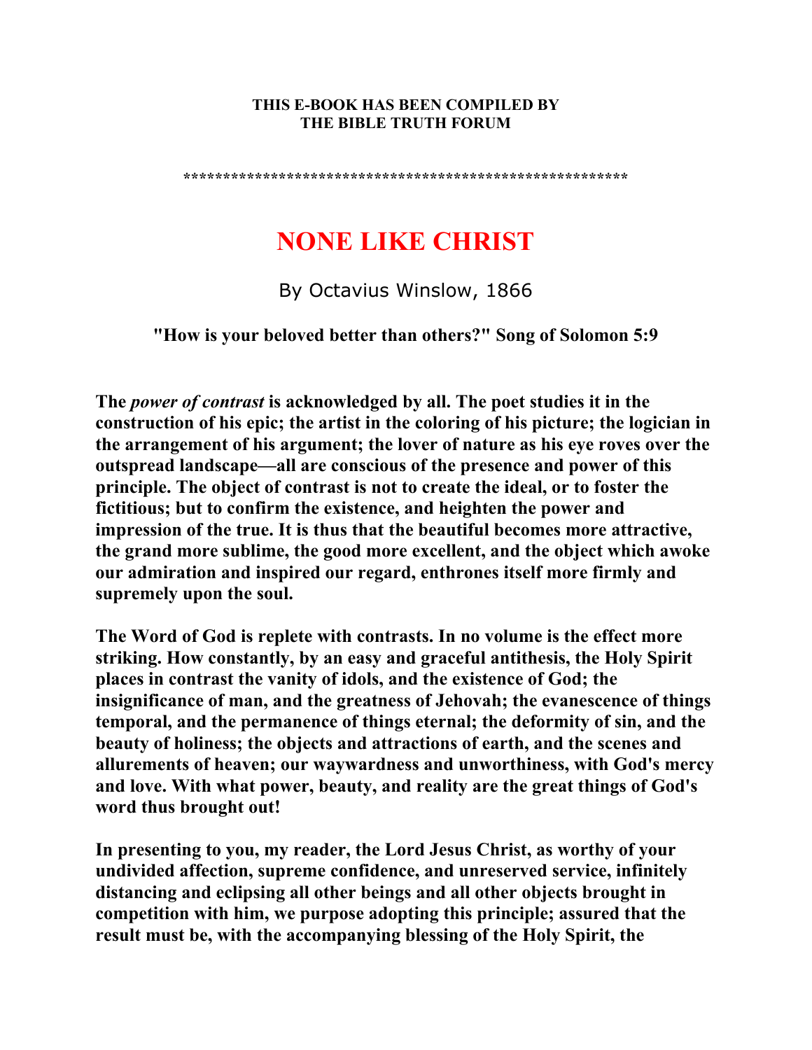**THIS E-BOOK HAS BEEN COMPILED BY THE BIBLE TRUTH FORUM**

*******************************************************

# NONE LIKE CHRIST

By Octavius Winslow, 1866

**"How is your beloved better than others?" Song of Solomon 5:9**

**The *power of contrast* is acknowledged by all. The poet studies it in the construction of his epic; the artist in the coloring of his picture; the logician in the arrangement of his argument; the lover of nature as his eye roves over the outspread landscape—all are conscious of the presence and power of this principle. The object of contrast is not to create the ideal, or to foster the fictitious; but to confirm the existence, and heighten the power and impression of the true. It is thus that the beautiful becomes more attractive, the grand more sublime, the good more excellent, and the object which awoke our admiration and inspired our regard, enthrones itself more firmly and supremely upon the soul.**

**The Word of God is replete with contrasts. In no volume is the effect more striking. How constantly, by an easy and graceful antithesis, the Holy Spirit places in contrast the vanity of idols, and the existence of God; the insignificance of man, and the greatness of Jehovah; the evanescence of things temporal, and the permanence of things eternal; the deformity of sin, and the beauty of holiness; the objects and attractions of earth, and the scenes and allurements of heaven; our waywardness and unworthiness, with God's mercy and love. With what power, beauty, and reality are the great things of God's word thus brought out!**

**In presenting to you, my reader, the Lord Jesus Christ, as worthy of your undivided affection, supreme confidence, and unreserved service, infinitely distancing and eclipsing all other beings and all other objects brought in competition with him, we purpose adopting this principle; assured that the result must be, with the accompanying blessing of the Holy Spirit, the**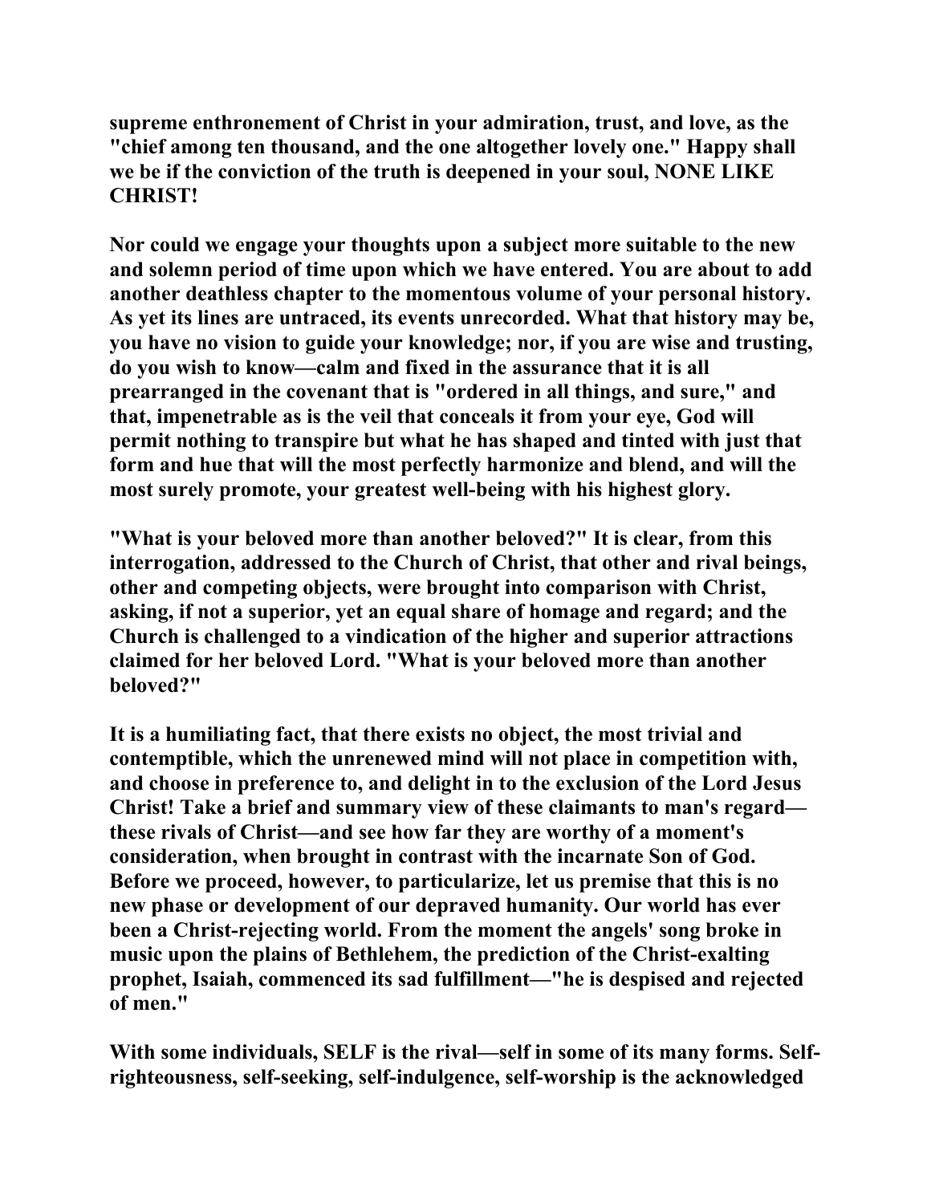supreme enthronement of Christ in your admiration, trust, and love, as the "chief among ten thousand, and the one altogether lovely one." Happy shall we be if the conviction of the truth is deepened in your soul, NONE LIKE CHRIST!

Nor could we engage your thoughts upon a subject more suitable to the new and solemn period of time upon which we have entered. You are about to add another deathless chapter to the momentous volume of your personal history. As yet its lines are untraced, its events unrecorded. What that history may be, you have no vision to guide your knowledge; nor, if you are wise and trusting, do you wish to know—calm and fixed in the assurance that it is all prearranged in the covenant that is "ordered in all things, and sure," and that, impenetrable as is the veil that conceals it from your eye, God will permit nothing to transpire but what he has shaped and tinted with just that form and hue that will the most perfectly harmonize and blend, and will the most surely promote, your greatest well-being with his highest glory.

"What is your beloved more than another beloved?" It is clear, from this interrogation, addressed to the Church of Christ, that other and rival beings, other and competing objects, were brought into comparison with Christ, asking, if not a superior, yet an equal share of homage and regard; and the Church is challenged to a vindication of the higher and superior attractions claimed for her beloved Lord. "What is your beloved more than another beloved?"

It is a humiliating fact, that there exists no object, the most trivial and contemptible, which the unrenewed mind will not place in competition with, and choose in preference to, and delight in to the exclusion of the Lord Jesus Christ! Take a brief and summary view of these claimants to man's regard—these rivals of Christ—and see how far they are worthy of a moment's consideration, when brought in contrast with the incarnate Son of God. Before we proceed, however, to particularize, let us premise that this is no new phase or development of our depraved humanity. Our world has ever been a Christ-rejecting world. From the moment the angels' song broke in music upon the plains of Bethlehem, the prediction of the Christ-exalting prophet, Isaiah, commenced its sad fulfillment—"he is despised and rejected of men."

With some individuals, SELF is the rival—self in some of its many forms. Self-righteousness, self-seeking, self-indulgence, self-worship is the acknowledged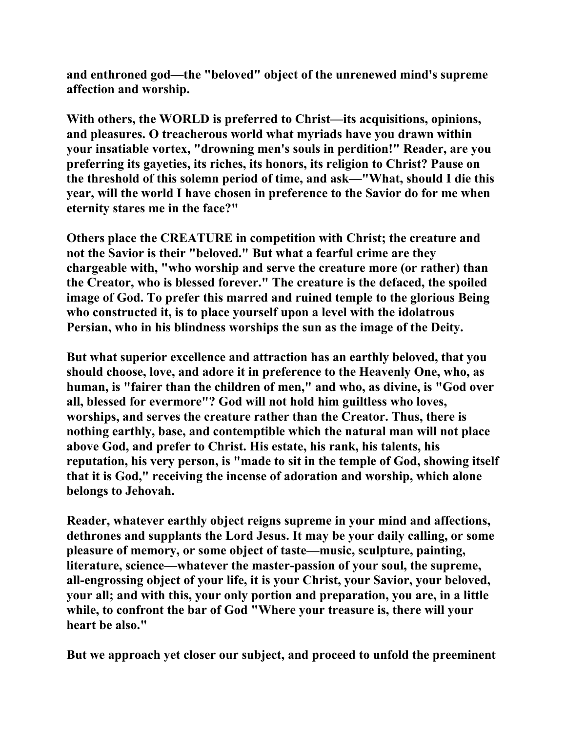and enthroned god—the "beloved" object of the unrenewed mind's supreme affection and worship.

With others, the WORLD is preferred to Christ—its acquisitions, opinions, and pleasures. O treacherous world what myriads have you drawn within your insatiable vortex, "drowning men's souls in perdition!" Reader, are you preferring its gayeties, its riches, its honors, its religion to Christ? Pause on the threshold of this solemn period of time, and ask—"What, should I die this year, will the world I have chosen in preference to the Savior do for me when eternity stares me in the face?"

Others place the CREATURE in competition with Christ; the creature and not the Savior is their "beloved." But what a fearful crime are they chargeable with, "who worship and serve the creature more (or rather) than the Creator, who is blessed forever." The creature is the defaced, the spoiled image of God. To prefer this marred and ruined temple to the glorious Being who constructed it, is to place yourself upon a level with the idolatrous Persian, who in his blindness worships the sun as the image of the Deity.

But what superior excellence and attraction has an earthly beloved, that you should choose, love, and adore it in preference to the Heavenly One, who, as human, is "fairer than the children of men," and who, as divine, is "God over all, blessed for evermore"? God will not hold him guiltless who loves, worships, and serves the creature rather than the Creator. Thus, there is nothing earthly, base, and contemptible which the natural man will not place above God, and prefer to Christ. His estate, his rank, his talents, his reputation, his very person, is "made to sit in the temple of God, showing itself that it is God," receiving the incense of adoration and worship, which alone belongs to Jehovah.

Reader, whatever earthly object reigns supreme in your mind and affections, dethrones and supplants the Lord Jesus. It may be your daily calling, or some pleasure of memory, or some object of taste—music, sculpture, painting, literature, science—whatever the master-passion of your soul, the supreme, all-engrossing object of your life, it is your Christ, your Savior, your beloved, your all; and with this, your only portion and preparation, you are, in a little while, to confront the bar of God "Where your treasure is, there will your heart be also."

But we approach yet closer our subject, and proceed to unfold the preeminent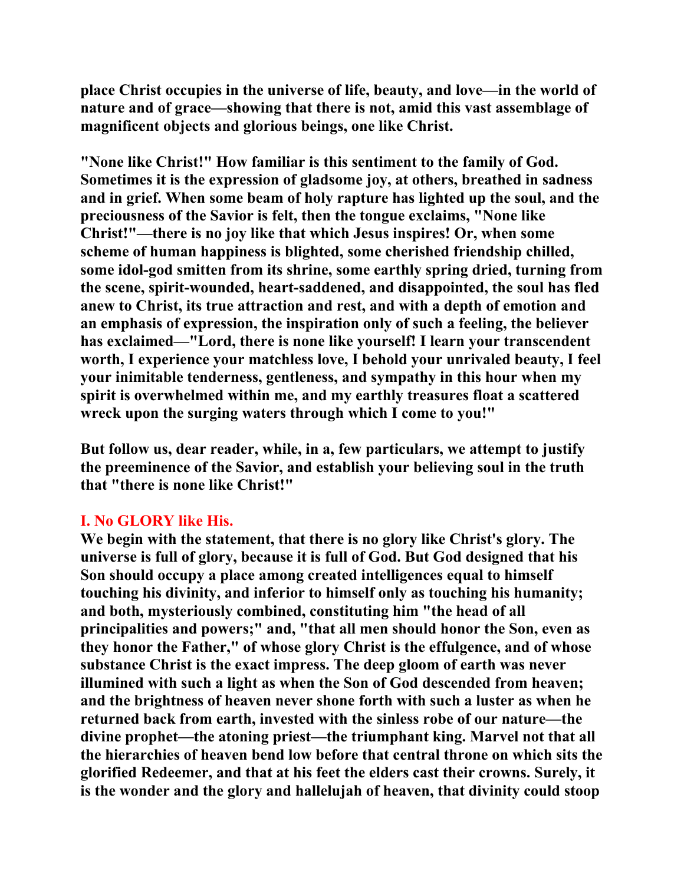**place Christ occupies in the universe of life, beauty, and love—in the world of nature and of grace—showing that there is not, amid this vast assemblage of magnificent objects and glorious beings, one like Christ.**

**"None like Christ!" How familiar is this sentiment to the family of God. Sometimes it is the expression of gladsome joy, at others, breathed in sadness and in grief. When some beam of holy rapture has lighted up the soul, and the preciousness of the Savior is felt, then the tongue exclaims, "None like Christ!"—there is no joy like that which Jesus inspires! Or, when some scheme of human happiness is blighted, some cherished friendship chilled, some idol-god smitten from its shrine, some earthly spring dried, turning from the scene, spirit-wounded, heart-saddened, and disappointed, the soul has fled anew to Christ, its true attraction and rest, and with a depth of emotion and an emphasis of expression, the inspiration only of such a feeling, the believer has exclaimed—"Lord, there is none like yourself! I learn your transcendent worth, I experience your matchless love, I behold your unrivaled beauty, I feel your inimitable tenderness, gentleness, and sympathy in this hour when my spirit is overwhelmed within me, and my earthly treasures float a scattered wreck upon the surging waters through which I come to you!"**

**But follow us, dear reader, while, in a, few particulars, we attempt to justify the preeminence of the Savior, and establish your believing soul in the truth that "there is none like Christ!"**

## I. No GLORY like His.

**We begin with the statement, that there is no glory like Christ's glory. The universe is full of glory, because it is full of God. But God designed that his Son should occupy a place among created intelligences equal to himself touching his divinity, and inferior to himself only as touching his humanity; and both, mysteriously combined, constituting him "the head of all principalities and powers;" and, "that all men should honor the Son, even as they honor the Father," of whose glory Christ is the effulgence, and of whose substance Christ is the exact impress. The deep gloom of earth was never illumined with such a light as when the Son of God descended from heaven; and the brightness of heaven never shone forth with such a luster as when he returned back from earth, invested with the sinless robe of our nature—the divine prophet—the atoning priest—the triumphant king. Marvel not that all the hierarchies of heaven bend low before that central throne on which sits the glorified Redeemer, and that at his feet the elders cast their crowns. Surely, it is the wonder and the glory and hallelujah of heaven, that divinity could stoop**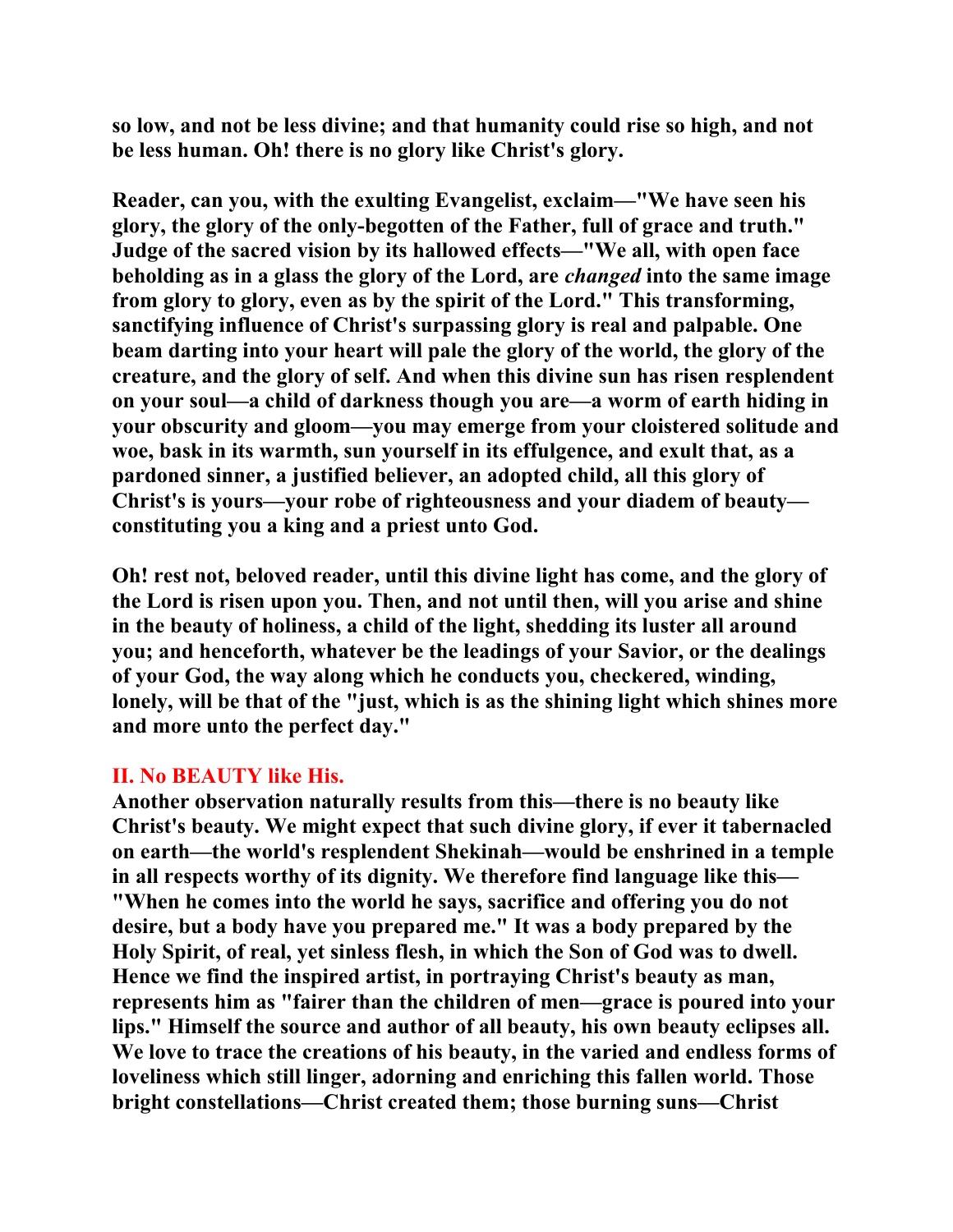so low, and not be less divine; and that humanity could rise so high, and not be less human. Oh! there is no glory like Christ's glory.

Reader, can you, with the exulting Evangelist, exclaim—"We have seen his glory, the glory of the only-begotten of the Father, full of grace and truth." Judge of the sacred vision by its hallowed effects—"We all, with open face beholding as in a glass the glory of the Lord, are *changed* into the same image from glory to glory, even as by the spirit of the Lord." This transforming, sanctifying influence of Christ's surpassing glory is real and palpable. One beam darting into your heart will pale the glory of the world, the glory of the creature, and the glory of self. And when this divine sun has risen resplendent on your soul—a child of darkness though you are—a worm of earth hiding in your obscurity and gloom—you may emerge from your cloistered solitude and woe, bask in its warmth, sun yourself in its effulgence, and exult that, as a pardoned sinner, a justified believer, an adopted child, all this glory of Christ's is yours—your robe of righteousness and your diadem of beauty—constituting you a king and a priest unto God.

Oh! rest not, beloved reader, until this divine light has come, and the glory of the Lord is risen upon you. Then, and not until then, will you arise and shine in the beauty of holiness, a child of the light, shedding its luster all around you; and henceforth, whatever be the leadings of your Savior, or the dealings of your God, the way along which he conducts you, checkered, winding, lonely, will be that of the "just, which is as the shining light which shines more and more unto the perfect day."

## II. No BEAUTY like His.

Another observation naturally results from this—there is no beauty like Christ's beauty. We might expect that such divine glory, if ever it tabernacled on earth—the world's resplendent Shekinah—would be enshrined in a temple in all respects worthy of its dignity. We therefore find language like this—"When he comes into the world he says, sacrifice and offering you do not desire, but a body have you prepared me." It was a body prepared by the Holy Spirit, of real, yet sinless flesh, in which the Son of God was to dwell. Hence we find the inspired artist, in portraying Christ's beauty as man, represents him as "fairer than the children of men—grace is poured into your lips." Himself the source and author of all beauty, his own beauty eclipses all. We love to trace the creations of his beauty, in the varied and endless forms of loveliness which still linger, adorning and enriching this fallen world. Those bright constellations—Christ created them; those burning suns—Christ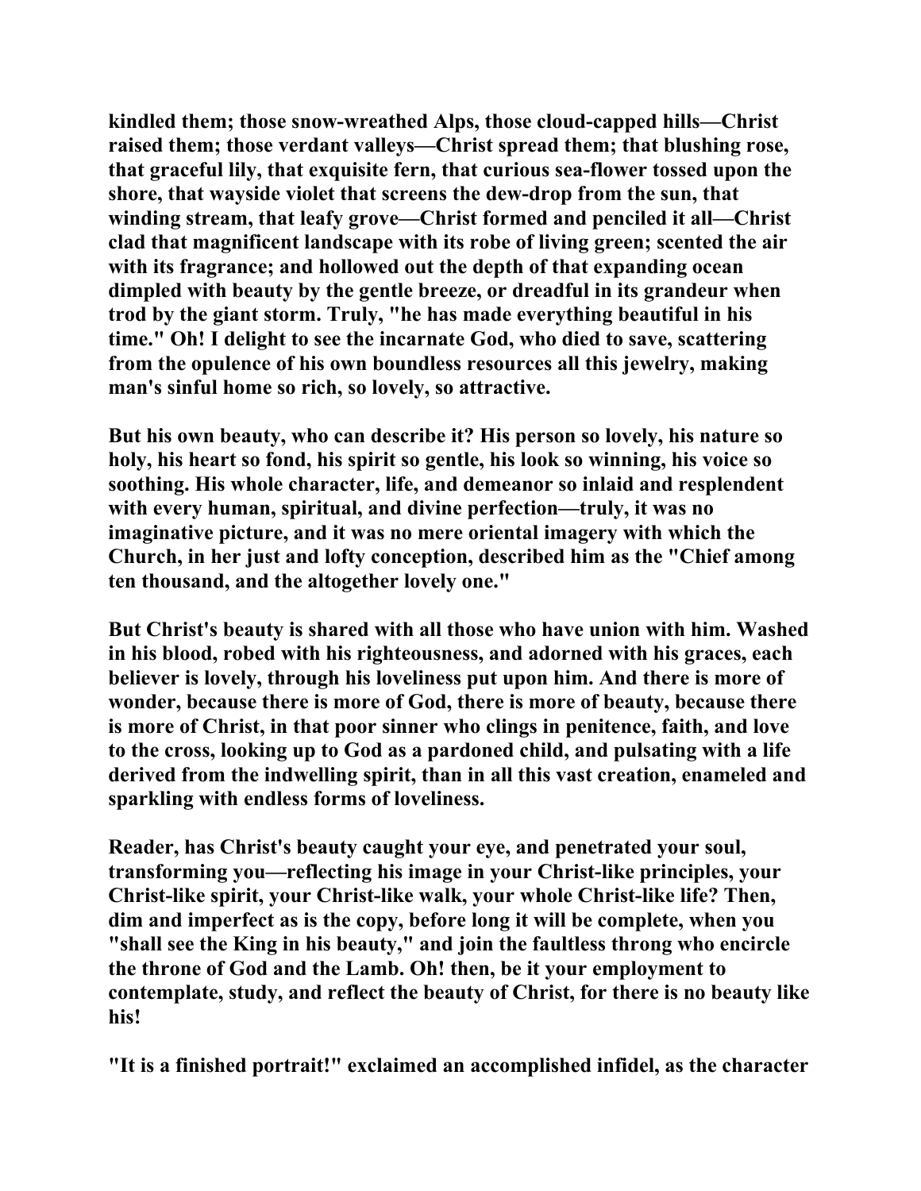kindled them; those snow-wreathed Alps, those cloud-capped hills—Christ raised them; those verdant valleys—Christ spread them; that blushing rose, that graceful lily, that exquisite fern, that curious sea-flower tossed upon the shore, that wayside violet that screens the dew-drop from the sun, that winding stream, that leafy grove—Christ formed and penciled it all—Christ clad that magnificent landscape with its robe of living green; scented the air with its fragrance; and hollowed out the depth of that expanding ocean dimpled with beauty by the gentle breeze, or dreadful in its grandeur when trod by the giant storm. Truly, "he has made everything beautiful in his time." Oh! I delight to see the incarnate God, who died to save, scattering from the opulence of his own boundless resources all this jewelry, making man's sinful home so rich, so lovely, so attractive.

But his own beauty, who can describe it? His person so lovely, his nature so holy, his heart so fond, his spirit so gentle, his look so winning, his voice so soothing. His whole character, life, and demeanor so inlaid and resplendent with every human, spiritual, and divine perfection—truly, it was no imaginative picture, and it was no mere oriental imagery with which the Church, in her just and lofty conception, described him as the "Chief among ten thousand, and the altogether lovely one."

But Christ's beauty is shared with all those who have union with him. Washed in his blood, robed with his righteousness, and adorned with his graces, each believer is lovely, through his loveliness put upon him. And there is more of wonder, because there is more of God, there is more of beauty, because there is more of Christ, in that poor sinner who clings in penitence, faith, and love to the cross, looking up to God as a pardoned child, and pulsating with a life derived from the indwelling spirit, than in all this vast creation, enameled and sparkling with endless forms of loveliness.

Reader, has Christ's beauty caught your eye, and penetrated your soul, transforming you—reflecting his image in your Christ-like principles, your Christ-like spirit, your Christ-like walk, your whole Christ-like life? Then, dim and imperfect as is the copy, before long it will be complete, when you "shall see the King in his beauty," and join the faultless throng who encircle the throne of God and the Lamb. Oh! then, be it your employment to contemplate, study, and reflect the beauty of Christ, for there is no beauty like his!

"It is a finished portrait!" exclaimed an accomplished infidel, as the character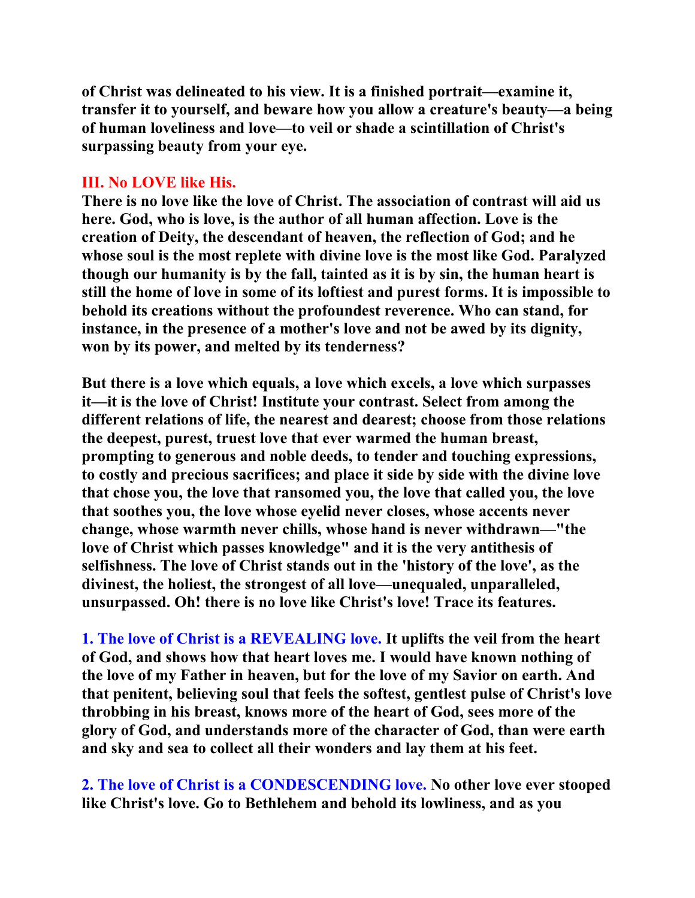**of Christ was delineated to his view. It is a finished portrait—examine it, transfer it to yourself, and beware how you allow a creature's beauty—a being of human loveliness and love—to veil or shade a scintillation of Christ's surpassing beauty from your eye.**

## III. No LOVE like His.

**There is no love like the love of Christ. The association of contrast will aid us here. God, who is love, is the author of all human affection. Love is the creation of Deity, the descendant of heaven, the reflection of God; and he whose soul is the most replete with divine love is the most like God. Paralyzed though our humanity is by the fall, tainted as it is by sin, the human heart is still the home of love in some of its loftiest and purest forms. It is impossible to behold its creations without the profoundest reverence. Who can stand, for instance, in the presence of a mother's love and not be awed by its dignity, won by its power, and melted by its tenderness?**

**But there is a love which equals, a love which excels, a love which surpasses it—it is the love of Christ! Institute your contrast. Select from among the different relations of life, the nearest and dearest; choose from those relations the deepest, purest, truest love that ever warmed the human breast, prompting to generous and noble deeds, to tender and touching expressions, to costly and precious sacrifices; and place it side by side with the divine love that chose you, the love that ransomed you, the love that called you, the love that soothes you, the love whose eyelid never closes, whose accents never change, whose warmth never chills, whose hand is never withdrawn—"the love of Christ which passes knowledge" and it is the very antithesis of selfishness. The love of Christ stands out in the 'history of the love', as the divinest, the holiest, the strongest of all love—unequaled, unparalleled, unsurpassed. Oh! there is no love like Christ's love! Trace its features.**

**1. The love of Christ is a REVEALING love. It uplifts the veil from the heart of God, and shows how that heart loves me. I would have known nothing of the love of my Father in heaven, but for the love of my Savior on earth. And that penitent, believing soul that feels the softest, gentlest pulse of Christ's love throbbing in his breast, knows more of the heart of God, sees more of the glory of God, and understands more of the character of God, than were earth and sky and sea to collect all their wonders and lay them at his feet.**

**2. The love of Christ is a CONDESCENDING love. No other love ever stooped like Christ's love. Go to Bethlehem and behold its lowliness, and as you**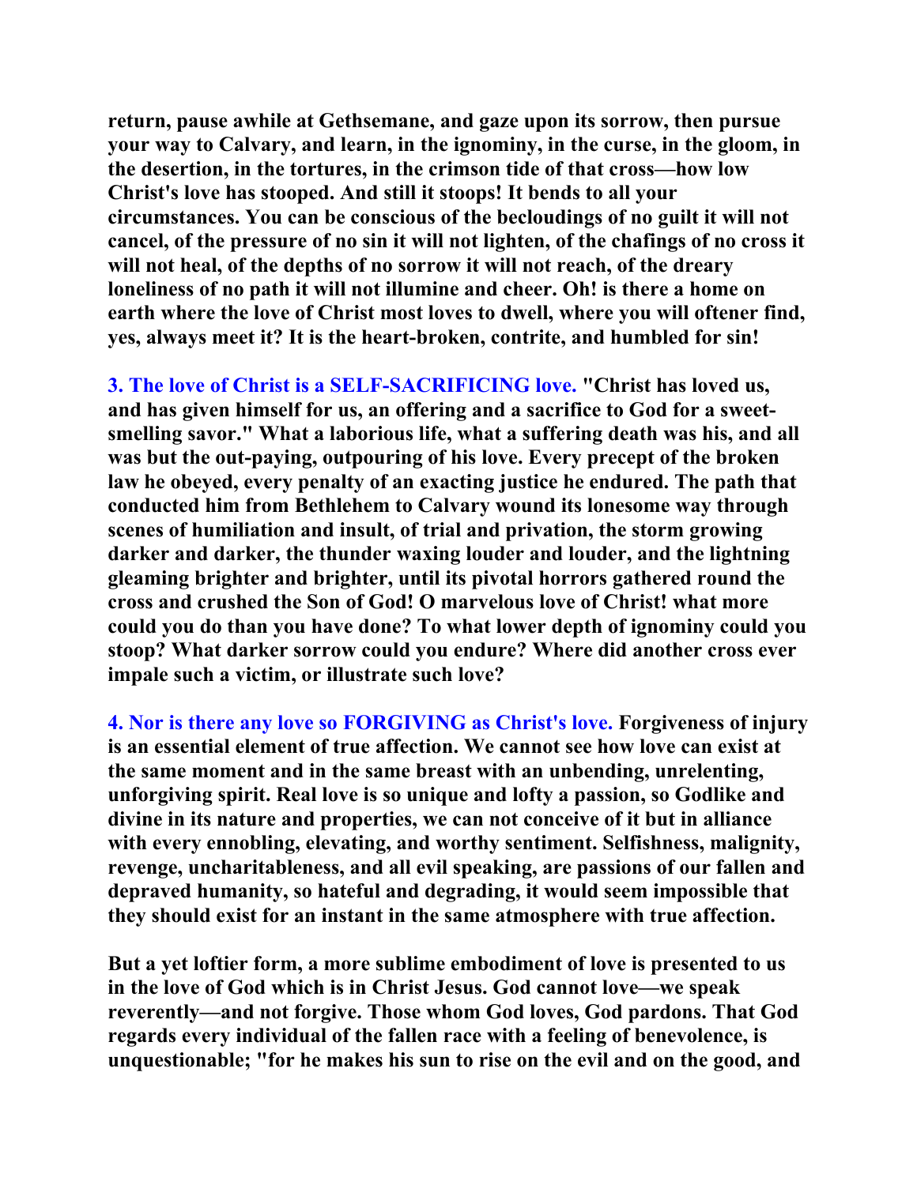**return, pause awhile at Gethsemane, and gaze upon its sorrow, then pursue your way to Calvary, and learn, in the ignominy, in the curse, in the gloom, in the desertion, in the tortures, in the crimson tide of that cross—how low Christ's love has stooped. And still it stoops! It bends to all your circumstances. You can be conscious of the becloudings of no guilt it will not cancel, of the pressure of no sin it will not lighten, of the chafings of no cross it will not heal, of the depths of no sorrow it will not reach, of the dreary loneliness of no path it will not illumine and cheer. Oh! is there a home on earth where the love of Christ most loves to dwell, where you will oftener find, yes, always meet it? It is the heart-broken, contrite, and humbled for sin!**

**3. The love of Christ is a SELF-SACRIFICING love. "Christ has loved us, and has given himself for us, an offering and a sacrifice to God for a sweet-smelling savor." What a laborious life, what a suffering death was his, and all was but the out-paying, outpouring of his love. Every precept of the broken law he obeyed, every penalty of an exacting justice he endured. The path that conducted him from Bethlehem to Calvary wound its lonesome way through scenes of humiliation and insult, of trial and privation, the storm growing darker and darker, the thunder waxing louder and louder, and the lightning gleaming brighter and brighter, until its pivotal horrors gathered round the cross and crushed the Son of God! O marvelous love of Christ! what more could you do than you have done? To what lower depth of ignominy could you stoop? What darker sorrow could you endure? Where did another cross ever impale such a victim, or illustrate such love?**

**4. Nor is there any love so FORGIVING as Christ's love. Forgiveness of injury is an essential element of true affection. We cannot see how love can exist at the same moment and in the same breast with an unbending, unrelenting, unforgiving spirit. Real love is so unique and lofty a passion, so Godlike and divine in its nature and properties, we can not conceive of it but in alliance with every ennobling, elevating, and worthy sentiment. Selfishness, malignity, revenge, uncharitableness, and all evil speaking, are passions of our fallen and depraved humanity, so hateful and degrading, it would seem impossible that they should exist for an instant in the same atmosphere with true affection.**

**But a yet loftier form, a more sublime embodiment of love is presented to us in the love of God which is in Christ Jesus. God cannot love—we speak reverently—and not forgive. Those whom God loves, God pardons. That God regards every individual of the fallen race with a feeling of benevolence, is unquestionable; "for he makes his sun to rise on the evil and on the good, and**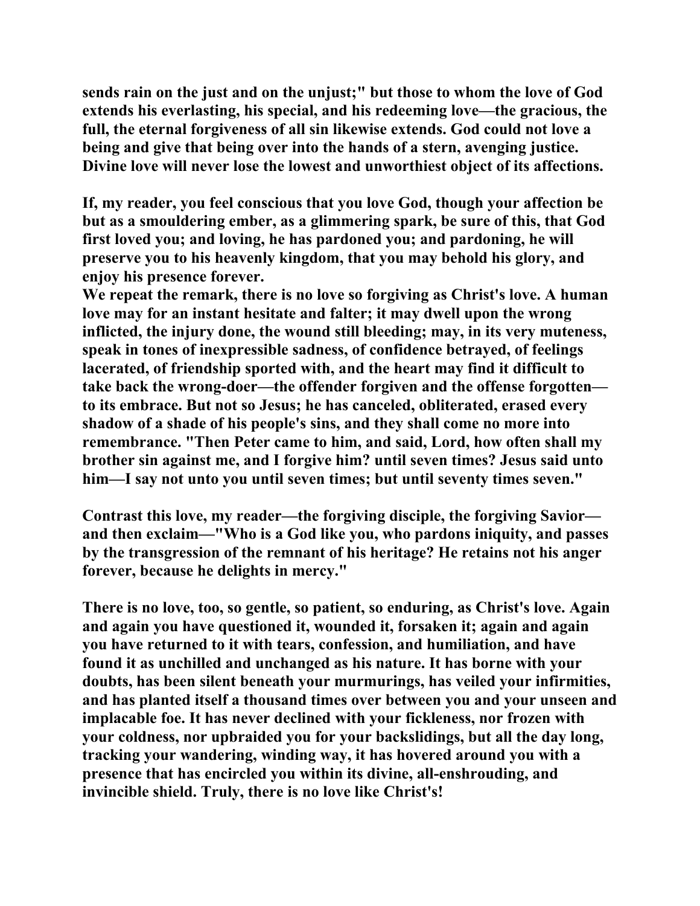sends rain on the just and on the unjust;" but those to whom the love of God extends his everlasting, his special, and his redeeming love—the gracious, the full, the eternal forgiveness of all sin likewise extends. God could not love a being and give that being over into the hands of a stern, avenging justice. Divine love will never lose the lowest and unworthiest object of its affections.

If, my reader, you feel conscious that you love God, though your affection be but as a smouldering ember, as a glimmering spark, be sure of this, that God first loved you; and loving, he has pardoned you; and pardoning, he will preserve you to his heavenly kingdom, that you may behold his glory, and enjoy his presence forever.

We repeat the remark, there is no love so forgiving as Christ's love. A human love may for an instant hesitate and falter; it may dwell upon the wrong inflicted, the injury done, the wound still bleeding; may, in its very muteness, speak in tones of inexpressible sadness, of confidence betrayed, of feelings lacerated, of friendship sported with, and the heart may find it difficult to take back the wrong-doer—the offender forgiven and the offense forgotten—to its embrace. But not so Jesus; he has canceled, obliterated, erased every shadow of a shade of his people's sins, and they shall come no more into remembrance. "Then Peter came to him, and said, Lord, how often shall my brother sin against me, and I forgive him? until seven times? Jesus said unto him—I say not unto you until seven times; but until seventy times seven."

Contrast this love, my reader—the forgiving disciple, the forgiving Savior—and then exclaim—"Who is a God like you, who pardons iniquity, and passes by the transgression of the remnant of his heritage? He retains not his anger forever, because he delights in mercy."

There is no love, too, so gentle, so patient, so enduring, as Christ's love. Again and again you have questioned it, wounded it, forsaken it; again and again you have returned to it with tears, confession, and humiliation, and have found it as unchilled and unchanged as his nature. It has borne with your doubts, has been silent beneath your murmurings, has veiled your infirmities, and has planted itself a thousand times over between you and your unseen and implacable foe. It has never declined with your fickleness, nor frozen with your coldness, nor upbraided you for your backslidings, but all the day long, tracking your wandering, winding way, it has hovered around you with a presence that has encircled you within its divine, all-enshrouding, and invincible shield. Truly, there is no love like Christ's!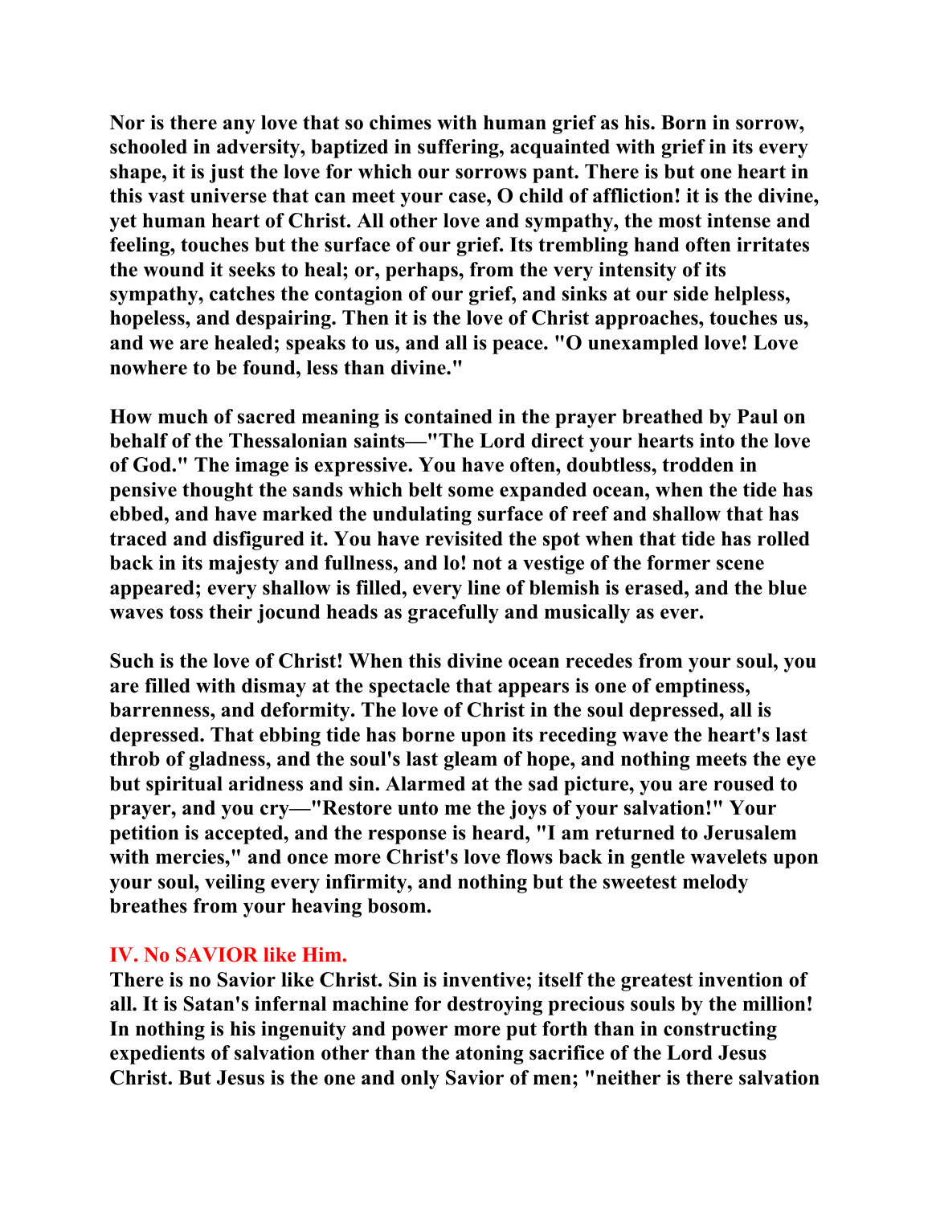**Nor is there any love that so chimes with human grief as his. Born in sorrow, schooled in adversity, baptized in suffering, acquainted with grief in its every shape, it is just the love for which our sorrows pant. There is but one heart in this vast universe that can meet your case, O child of affliction! it is the divine, yet human heart of Christ. All other love and sympathy, the most intense and feeling, touches but the surface of our grief. Its trembling hand often irritates the wound it seeks to heal; or, perhaps, from the very intensity of its sympathy, catches the contagion of our grief, and sinks at our side helpless, hopeless, and despairing. Then it is the love of Christ approaches, touches us, and we are healed; speaks to us, and all is peace. "O unexampled love! Love nowhere to be found, less than divine."**

**How much of sacred meaning is contained in the prayer breathed by Paul on behalf of the Thessalonian saints—"The Lord direct your hearts into the love of God." The image is expressive. You have often, doubtless, trodden in pensive thought the sands which belt some expanded ocean, when the tide has ebbed, and have marked the undulating surface of reef and shallow that has traced and disfigured it. You have revisited the spot when that tide has rolled back in its majesty and fullness, and lo! not a vestige of the former scene appeared; every shallow is filled, every line of blemish is erased, and the blue waves toss their jocund heads as gracefully and musically as ever.**

**Such is the love of Christ! When this divine ocean recedes from your soul, you are filled with dismay at the spectacle that appears is one of emptiness, barrenness, and deformity. The love of Christ in the soul depressed, all is depressed. That ebbing tide has borne upon its receding wave the heart's last throb of gladness, and the soul's last gleam of hope, and nothing meets the eye but spiritual aridness and sin. Alarmed at the sad picture, you are roused to prayer, and you cry—"Restore unto me the joys of your salvation!" Your petition is accepted, and the response is heard, "I am returned to Jerusalem with mercies," and once more Christ's love flows back in gentle wavelets upon your soul, veiling every infirmity, and nothing but the sweetest melody breathes from your heaving bosom.**

## IV. No SAVIOR like Him.

**There is no Savior like Christ. Sin is inventive; itself the greatest invention of all. It is Satan's infernal machine for destroying precious souls by the million! In nothing is his ingenuity and power more put forth than in constructing expedients of salvation other than the atoning sacrifice of the Lord Jesus Christ. But Jesus is the one and only Savior of men; "neither is there salvation**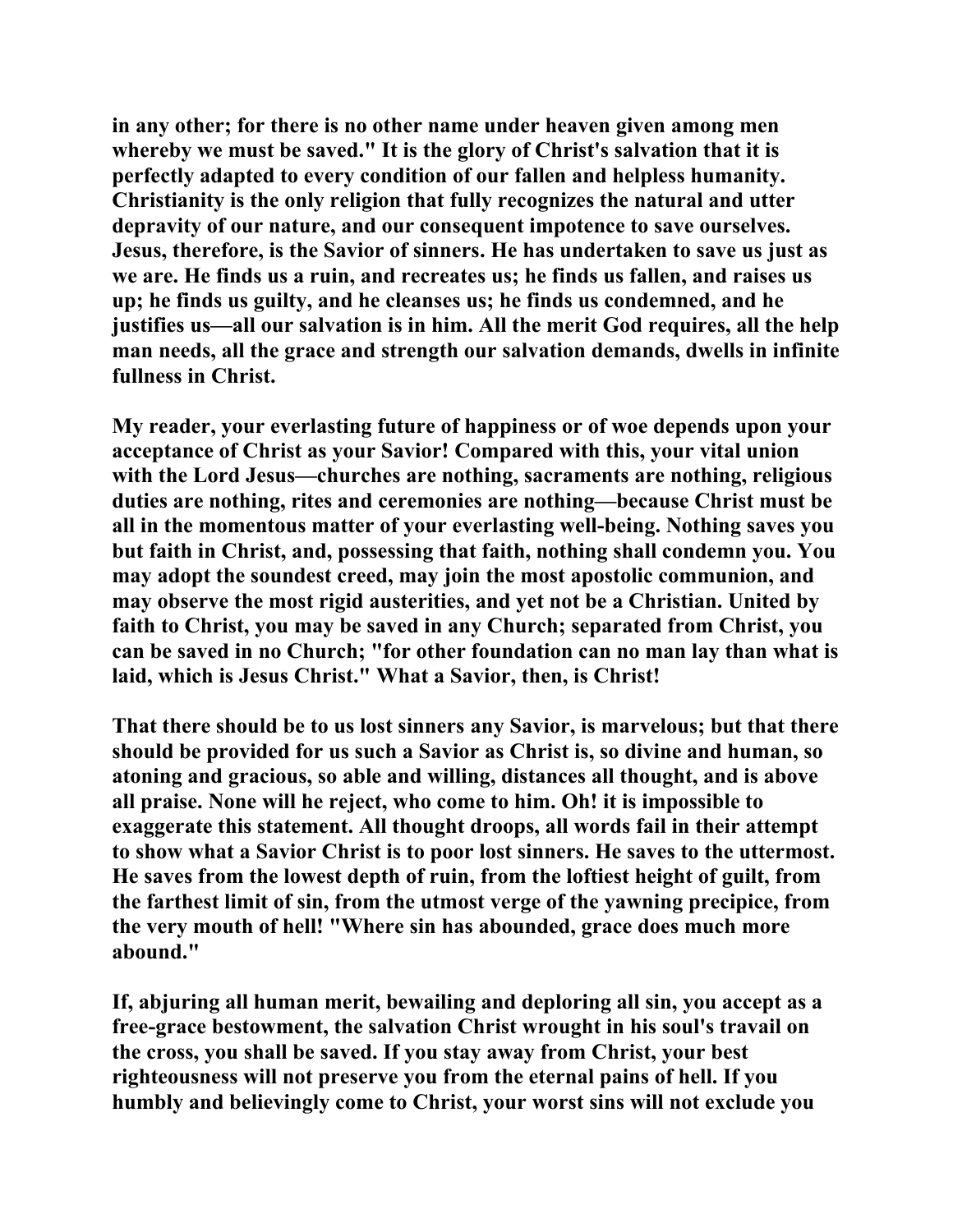**in any other; for there is no other name under heaven given among men whereby we must be saved." It is the glory of Christ's salvation that it is perfectly adapted to every condition of our fallen and helpless humanity. Christianity is the only religion that fully recognizes the natural and utter depravity of our nature, and our consequent impotence to save ourselves. Jesus, therefore, is the Savior of sinners. He has undertaken to save us just as we are. He finds us a ruin, and recreates us; he finds us fallen, and raises us up; he finds us guilty, and he cleanses us; he finds us condemned, and he justifies us—all our salvation is in him. All the merit God requires, all the help man needs, all the grace and strength our salvation demands, dwells in infinite fullness in Christ.**

**My reader, your everlasting future of happiness or of woe depends upon your acceptance of Christ as your Savior! Compared with this, your vital union with the Lord Jesus—churches are nothing, sacraments are nothing, religious duties are nothing, rites and ceremonies are nothing—because Christ must be all in the momentous matter of your everlasting well-being. Nothing saves you but faith in Christ, and, possessing that faith, nothing shall condemn you. You may adopt the soundest creed, may join the most apostolic communion, and may observe the most rigid austerities, and yet not be a Christian. United by faith to Christ, you may be saved in any Church; separated from Christ, you can be saved in no Church; "for other foundation can no man lay than what is laid, which is Jesus Christ." What a Savior, then, is Christ!**

**That there should be to us lost sinners any Savior, is marvelous; but that there should be provided for us such a Savior as Christ is, so divine and human, so atoning and gracious, so able and willing, distances all thought, and is above all praise. None will he reject, who come to him. Oh! it is impossible to exaggerate this statement. All thought droops, all words fail in their attempt to show what a Savior Christ is to poor lost sinners. He saves to the uttermost. He saves from the lowest depth of ruin, from the loftiest height of guilt, from the farthest limit of sin, from the utmost verge of the yawning precipice, from the very mouth of hell! "Where sin has abounded, grace does much more abound."**

**If, abjuring all human merit, bewailing and deploring all sin, you accept as a free-grace bestowment, the salvation Christ wrought in his soul's travail on the cross, you shall be saved. If you stay away from Christ, your best righteousness will not preserve you from the eternal pains of hell. If you humbly and believingly come to Christ, your worst sins will not exclude you**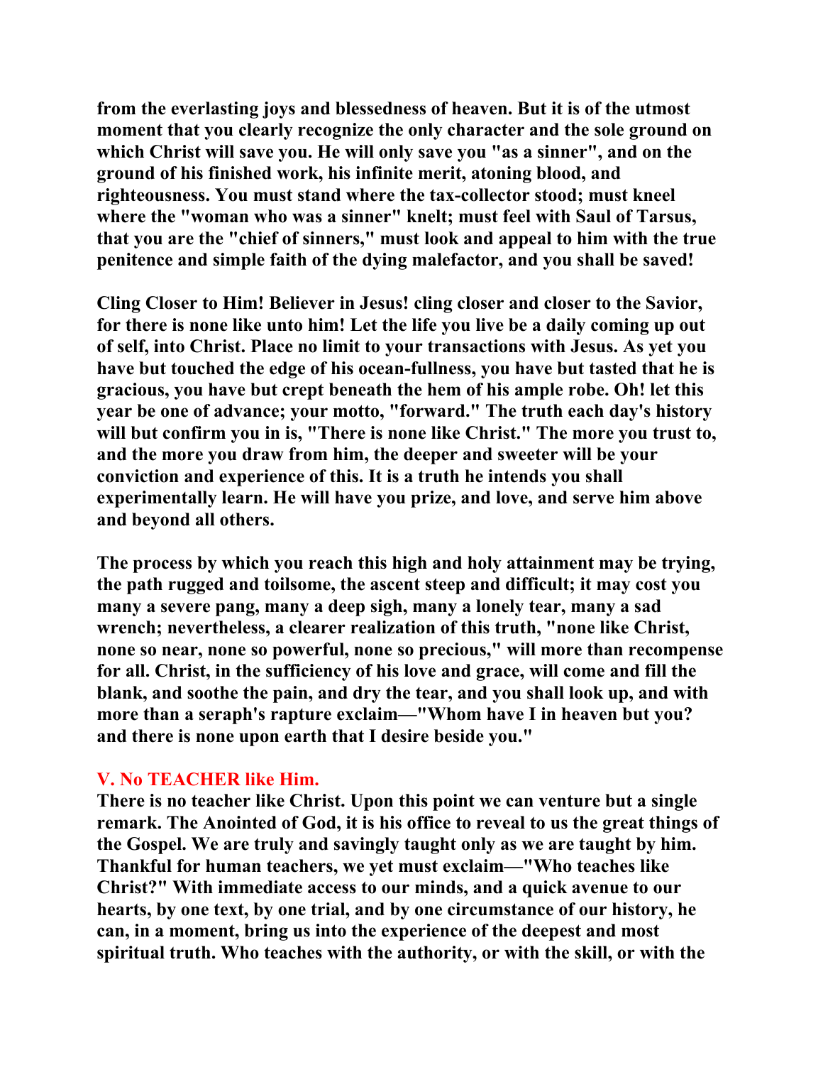**from the everlasting joys and blessedness of heaven. But it is of the utmost moment that you clearly recognize the only character and the sole ground on which Christ will save you. He will only save you "as a sinner", and on the ground of his finished work, his infinite merit, atoning blood, and righteousness. You must stand where the tax-collector stood; must kneel where the "woman who was a sinner" knelt; must feel with Saul of Tarsus, that you are the "chief of sinners," must look and appeal to him with the true penitence and simple faith of the dying malefactor, and you shall be saved!**

**Cling Closer to Him! Believer in Jesus! cling closer and closer to the Savior, for there is none like unto him! Let the life you live be a daily coming up out of self, into Christ. Place no limit to your transactions with Jesus. As yet you have but touched the edge of his ocean-fullness, you have but tasted that he is gracious, you have but crept beneath the hem of his ample robe. Oh! let this year be one of advance; your motto, "forward." The truth each day's history will but confirm you in is, "There is none like Christ." The more you trust to, and the more you draw from him, the deeper and sweeter will be your conviction and experience of this. It is a truth he intends you shall experimentally learn. He will have you prize, and love, and serve him above and beyond all others.**

**The process by which you reach this high and holy attainment may be trying, the path rugged and toilsome, the ascent steep and difficult; it may cost you many a severe pang, many a deep sigh, many a lonely tear, many a sad wrench; nevertheless, a clearer realization of this truth, "none like Christ, none so near, none so powerful, none so precious," will more than recompense for all. Christ, in the sufficiency of his love and grace, will come and fill the blank, and soothe the pain, and dry the tear, and you shall look up, and with more than a seraph's rapture exclaim—"Whom have I in heaven but you? and there is none upon earth that I desire beside you."**

## V. No TEACHER like Him.

**There is no teacher like Christ. Upon this point we can venture but a single remark. The Anointed of God, it is his office to reveal to us the great things of the Gospel. We are truly and savingly taught only as we are taught by him. Thankful for human teachers, we yet must exclaim—"Who teaches like Christ?" With immediate access to our minds, and a quick avenue to our hearts, by one text, by one trial, and by one circumstance of our history, he can, in a moment, bring us into the experience of the deepest and most spiritual truth. Who teaches with the authority, or with the skill, or with the**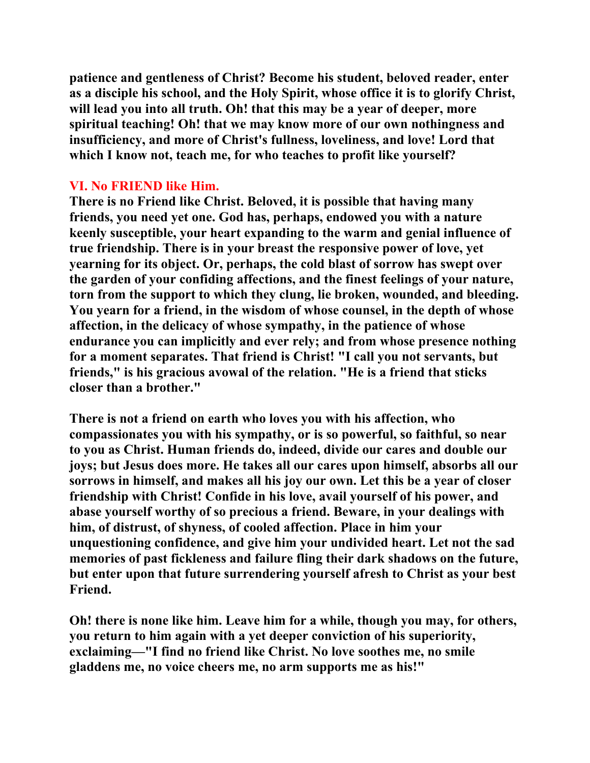**patience and gentleness of Christ? Become his student, beloved reader, enter as a disciple his school, and the Holy Spirit, whose office it is to glorify Christ, will lead you into all truth. Oh! that this may be a year of deeper, more spiritual teaching! Oh! that we may know more of our own nothingness and insufficiency, and more of Christ's fullness, loveliness, and love! Lord that which I know not, teach me, for who teaches to profit like yourself?**

## VI. No FRIEND like Him.

**There is no Friend like Christ. Beloved, it is possible that having many friends, you need yet one. God has, perhaps, endowed you with a nature keenly susceptible, your heart expanding to the warm and genial influence of true friendship. There is in your breast the responsive power of love, yet yearning for its object. Or, perhaps, the cold blast of sorrow has swept over the garden of your confiding affections, and the finest feelings of your nature, torn from the support to which they clung, lie broken, wounded, and bleeding. You yearn for a friend, in the wisdom of whose counsel, in the depth of whose affection, in the delicacy of whose sympathy, in the patience of whose endurance you can implicitly and ever rely; and from whose presence nothing for a moment separates. That friend is Christ! "I call you not servants, but friends," is his gracious avowal of the relation. "He is a friend that sticks closer than a brother."**

**There is not a friend on earth who loves you with his affection, who compassionates you with his sympathy, or is so powerful, so faithful, so near to you as Christ. Human friends do, indeed, divide our cares and double our joys; but Jesus does more. He takes all our cares upon himself, absorbs all our sorrows in himself, and makes all his joy our own. Let this be a year of closer friendship with Christ! Confide in his love, avail yourself of his power, and abase yourself worthy of so precious a friend. Beware, in your dealings with him, of distrust, of shyness, of cooled affection. Place in him your unquestioning confidence, and give him your undivided heart. Let not the sad memories of past fickleness and failure fling their dark shadows on the future, but enter upon that future surrendering yourself afresh to Christ as your best Friend.**

**Oh! there is none like him. Leave him for a while, though you may, for others, you return to him again with a yet deeper conviction of his superiority, exclaiming—"I find no friend like Christ. No love soothes me, no smile gladdens me, no voice cheers me, no arm supports me as his!"**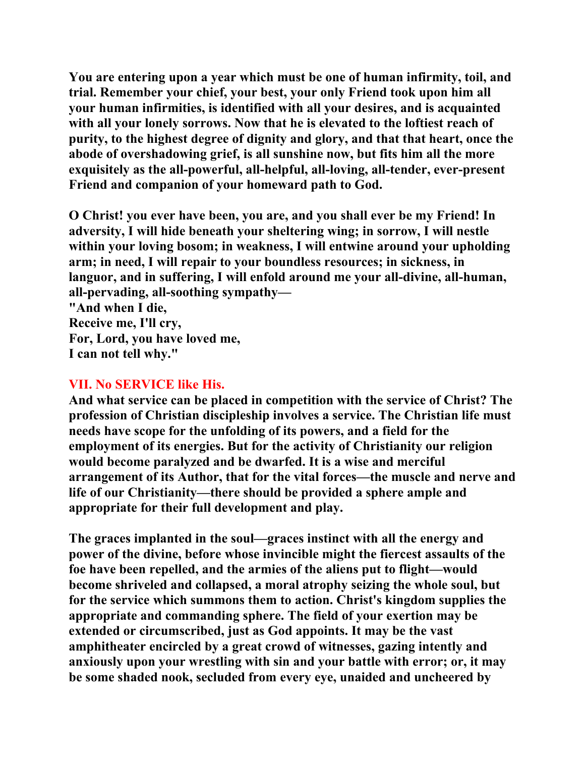**You are entering upon a year which must be one of human infirmity, toil, and trial. Remember your chief, your best, your only Friend took upon him all your human infirmities, is identified with all your desires, and is acquainted with all your lonely sorrows. Now that he is elevated to the loftiest reach of purity, to the highest degree of dignity and glory, and that that heart, once the abode of overshadowing grief, is all sunshine now, but fits him all the more exquisitely as the all-powerful, all-helpful, all-loving, all-tender, ever-present Friend and companion of your homeward path to God.**

**O Christ! you ever have been, you are, and you shall ever be my Friend! In adversity, I will hide beneath your sheltering wing; in sorrow, I will nestle within your loving bosom; in weakness, I will entwine around your upholding arm; in need, I will repair to your boundless resources; in sickness, in languor, and in suffering, I will enfold around me your all-divine, all-human, all-pervading, all-soothing sympathy—**
**"And when I die,**
**Receive me, I'll cry,**
**For, Lord, you have loved me,**
**I can not tell why."**

## VII. No SERVICE like His.

**And what service can be placed in competition with the service of Christ? The profession of Christian discipleship involves a service. The Christian life must needs have scope for the unfolding of its powers, and a field for the employment of its energies. But for the activity of Christianity our religion would become paralyzed and be dwarfed. It is a wise and merciful arrangement of its Author, that for the vital forces—the muscle and nerve and life of our Christianity—there should be provided a sphere ample and appropriate for their full development and play.**

**The graces implanted in the soul—graces instinct with all the energy and power of the divine, before whose invincible might the fiercest assaults of the foe have been repelled, and the armies of the aliens put to flight—would become shriveled and collapsed, a moral atrophy seizing the whole soul, but for the service which summons them to action. Christ's kingdom supplies the appropriate and commanding sphere. The field of your exertion may be extended or circumscribed, just as God appoints. It may be the vast amphitheater encircled by a great crowd of witnesses, gazing intently and anxiously upon your wrestling with sin and your battle with error; or, it may be some shaded nook, secluded from every eye, unaided and uncheered by**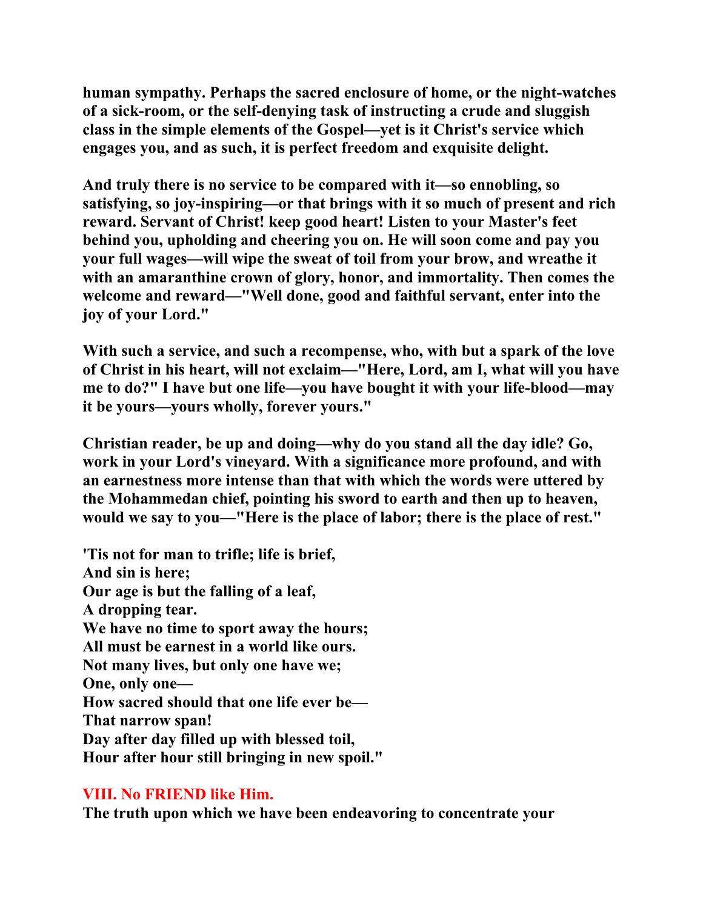human sympathy. Perhaps the sacred enclosure of home, or the night-watches of a sick-room, or the self-denying task of instructing a crude and sluggish class in the simple elements of the Gospel—yet is it Christ's service which engages you, and as such, it is perfect freedom and exquisite delight.

And truly there is no service to be compared with it—so ennobling, so satisfying, so joy-inspiring—or that brings with it so much of present and rich reward. Servant of Christ! keep good heart! Listen to your Master's feet behind you, upholding and cheering you on. He will soon come and pay you your full wages—will wipe the sweat of toil from your brow, and wreathe it with an amaranthine crown of glory, honor, and immortality. Then comes the welcome and reward—"Well done, good and faithful servant, enter into the joy of your Lord."

With such a service, and such a recompense, who, with but a spark of the love of Christ in his heart, will not exclaim—"Here, Lord, am I, what will you have me to do?" I have but one life—you have bought it with your life-blood—may it be yours—yours wholly, forever yours."

Christian reader, be up and doing—why do you stand all the day idle? Go, work in your Lord's vineyard. With a significance more profound, and with an earnestness more intense than that with which the words were uttered by the Mohammedan chief, pointing his sword to earth and then up to heaven, would we say to you—"Here is the place of labor; there is the place of rest."

'Tis not for man to trifle; life is brief,  
And sin is here;  
Our age is but the falling of a leaf,  
A dropping tear.  
We have no time to sport away the hours;  
All must be earnest in a world like ours.  
Not many lives, but only one have we;  
One, only one—  
How sacred should that one life ever be—  
That narrow span!  
Day after day filled up with blessed toil,  
Hour after hour still bringing in new spoil."

## VIII. No FRIEND like Him.

The truth upon which we have been endeavoring to concentrate your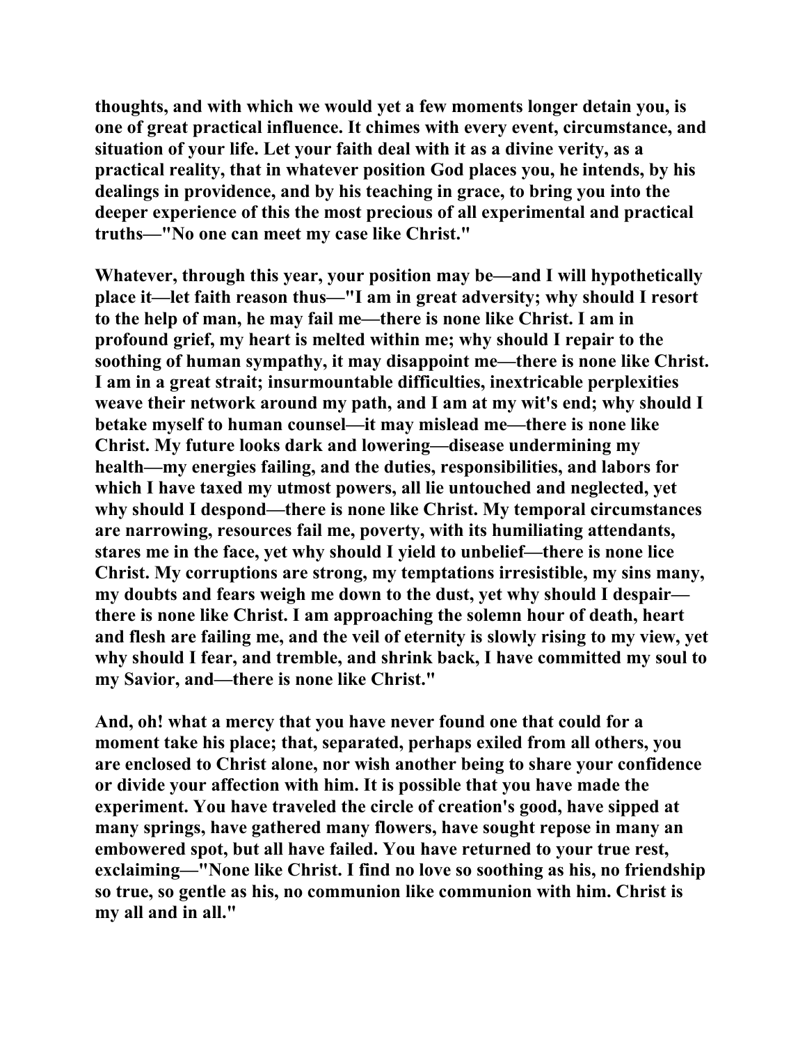thoughts, and with which we would yet a few moments longer detain you, is one of great practical influence. It chimes with every event, circumstance, and situation of your life. Let your faith deal with it as a divine verity, as a practical reality, that in whatever position God places you, he intends, by his dealings in providence, and by his teaching in grace, to bring you into the deeper experience of this the most precious of all experimental and practical truths—"No one can meet my case like Christ."

Whatever, through this year, your position may be—and I will hypothetically place it—let faith reason thus—"I am in great adversity; why should I resort to the help of man, he may fail me—there is none like Christ. I am in profound grief, my heart is melted within me; why should I repair to the soothing of human sympathy, it may disappoint me—there is none like Christ. I am in a great strait; insurmountable difficulties, inextricable perplexities weave their network around my path, and I am at my wit's end; why should I betake myself to human counsel—it may mislead me—there is none like Christ. My future looks dark and lowering—disease undermining my health—my energies failing, and the duties, responsibilities, and labors for which I have taxed my utmost powers, all lie untouched and neglected, yet why should I despond—there is none like Christ. My temporal circumstances are narrowing, resources fail me, poverty, with its humiliating attendants, stares me in the face, yet why should I yield to unbelief—there is none lice Christ. My corruptions are strong, my temptations irresistible, my sins many, my doubts and fears weigh me down to the dust, yet why should I despair—there is none like Christ. I am approaching the solemn hour of death, heart and flesh are failing me, and the veil of eternity is slowly rising to my view, yet why should I fear, and tremble, and shrink back, I have committed my soul to my Savior, and—there is none like Christ."

And, oh! what a mercy that you have never found one that could for a moment take his place; that, separated, perhaps exiled from all others, you are enclosed to Christ alone, nor wish another being to share your confidence or divide your affection with him. It is possible that you have made the experiment. You have traveled the circle of creation's good, have sipped at many springs, have gathered many flowers, have sought repose in many an embowered spot, but all have failed. You have returned to your true rest, exclaiming—"None like Christ. I find no love so soothing as his, no friendship so true, so gentle as his, no communion like communion with him. Christ is my all and in all."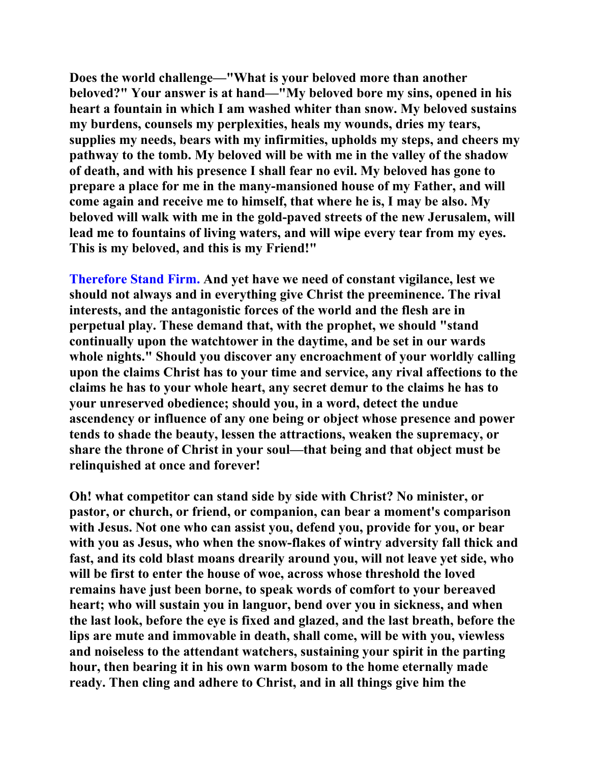**Does the world challenge—"What is your beloved more than another beloved?" Your answer is at hand—"My beloved bore my sins, opened in his heart a fountain in which I am washed whiter than snow. My beloved sustains my burdens, counsels my perplexities, heals my wounds, dries my tears, supplies my needs, bears with my infirmities, upholds my steps, and cheers my pathway to the tomb. My beloved will be with me in the valley of the shadow of death, and with his presence I shall fear no evil. My beloved has gone to prepare a place for me in the many-mansioned house of my Father, and will come again and receive me to himself, that where he is, I may be also. My beloved will walk with me in the gold-paved streets of the new Jerusalem, will lead me to fountains of living waters, and will wipe every tear from my eyes. This is my beloved, and this is my Friend!"**

**Therefore Stand Firm. And yet have we need of constant vigilance, lest we should not always and in everything give Christ the preeminence. The rival interests, and the antagonistic forces of the world and the flesh are in perpetual play. These demand that, with the prophet, we should "stand continually upon the watchtower in the daytime, and be set in our wards whole nights." Should you discover any encroachment of your worldly calling upon the claims Christ has to your time and service, any rival affections to the claims he has to your whole heart, any secret demur to the claims he has to your unreserved obedience; should you, in a word, detect the undue ascendency or influence of any one being or object whose presence and power tends to shade the beauty, lessen the attractions, weaken the supremacy, or share the throne of Christ in your soul—that being and that object must be relinquished at once and forever!**

**Oh! what competitor can stand side by side with Christ? No minister, or pastor, or church, or friend, or companion, can bear a moment's comparison with Jesus. Not one who can assist you, defend you, provide for you, or bear with you as Jesus, who when the snow-flakes of wintry adversity fall thick and fast, and its cold blast moans drearily around you, will not leave yet side, who will be first to enter the house of woe, across whose threshold the loved remains have just been borne, to speak words of comfort to your bereaved heart; who will sustain you in languor, bend over you in sickness, and when the last look, before the eye is fixed and glazed, and the last breath, before the lips are mute and immovable in death, shall come, will be with you, viewless and noiseless to the attendant watchers, sustaining your spirit in the parting hour, then bearing it in his own warm bosom to the home eternally made ready. Then cling and adhere to Christ, and in all things give him the**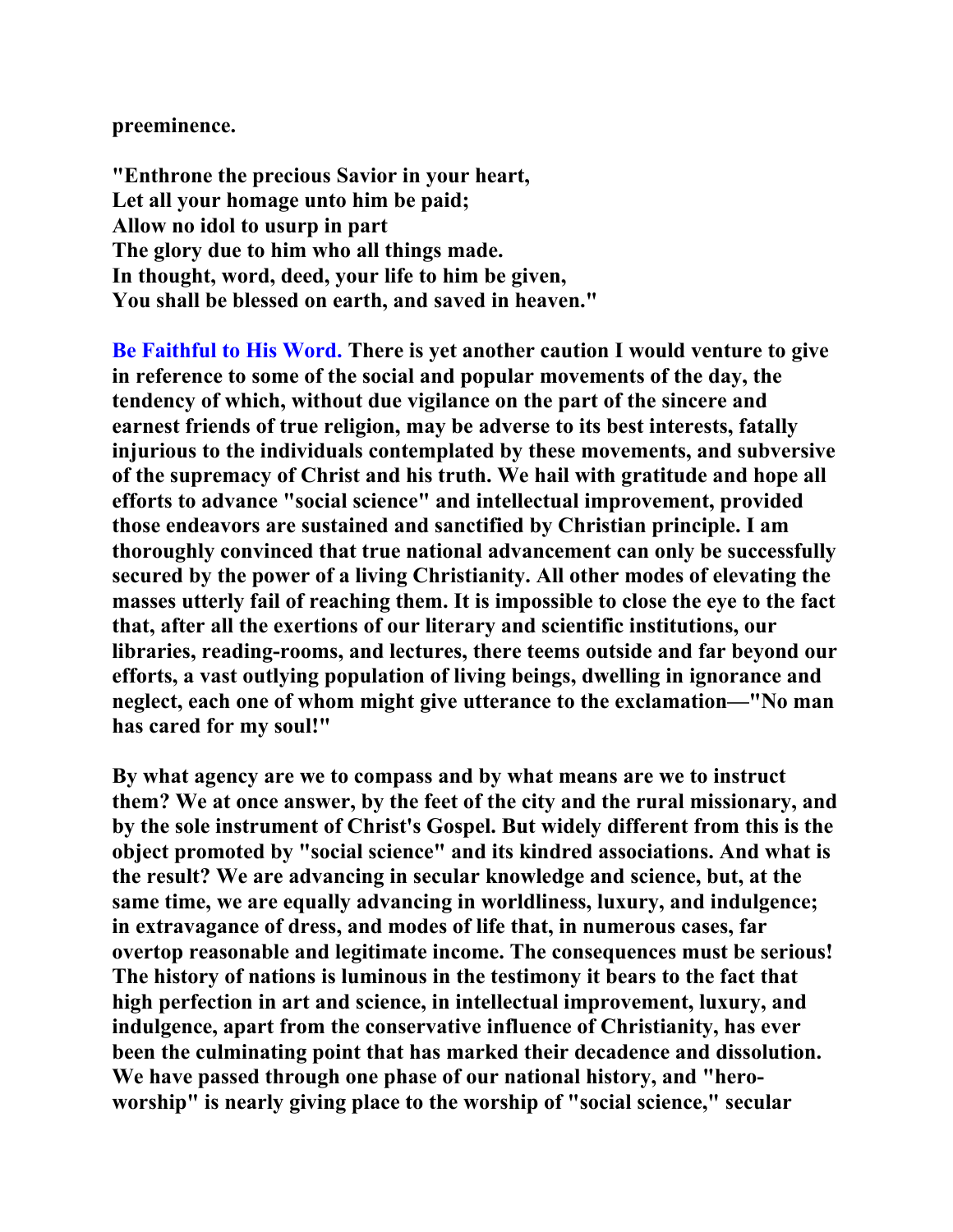**preeminence.**

**"Enthrone the precious Savior in your heart,**
**Let all your homage unto him be paid;**
**Allow no idol to usurp in part**
**The glory due to him who all things made.**
**In thought, word, deed, your life to him be given,**
**You shall be blessed on earth, and saved in heaven."**

**Be Faithful to His Word. There is yet another caution I would venture to give in reference to some of the social and popular movements of the day, the tendency of which, without due vigilance on the part of the sincere and earnest friends of true religion, may be adverse to its best interests, fatally injurious to the individuals contemplated by these movements, and subversive of the supremacy of Christ and his truth. We hail with gratitude and hope all efforts to advance "social science" and intellectual improvement, provided those endeavors are sustained and sanctified by Christian principle. I am thoroughly convinced that true national advancement can only be successfully secured by the power of a living Christianity. All other modes of elevating the masses utterly fail of reaching them. It is impossible to close the eye to the fact that, after all the exertions of our literary and scientific institutions, our libraries, reading-rooms, and lectures, there teems outside and far beyond our efforts, a vast outlying population of living beings, dwelling in ignorance and neglect, each one of whom might give utterance to the exclamation—"No man has cared for my soul!"**

**By what agency are we to compass and by what means are we to instruct them? We at once answer, by the feet of the city and the rural missionary, and by the sole instrument of Christ's Gospel. But widely different from this is the object promoted by "social science" and its kindred associations. And what is the result? We are advancing in secular knowledge and science, but, at the same time, we are equally advancing in worldliness, luxury, and indulgence; in extravagance of dress, and modes of life that, in numerous cases, far overtop reasonable and legitimate income. The consequences must be serious! The history of nations is luminous in the testimony it bears to the fact that high perfection in art and science, in intellectual improvement, luxury, and indulgence, apart from the conservative influence of Christianity, has ever been the culminating point that has marked their decadence and dissolution. We have passed through one phase of our national history, and "hero-worship" is nearly giving place to the worship of "social science," secular**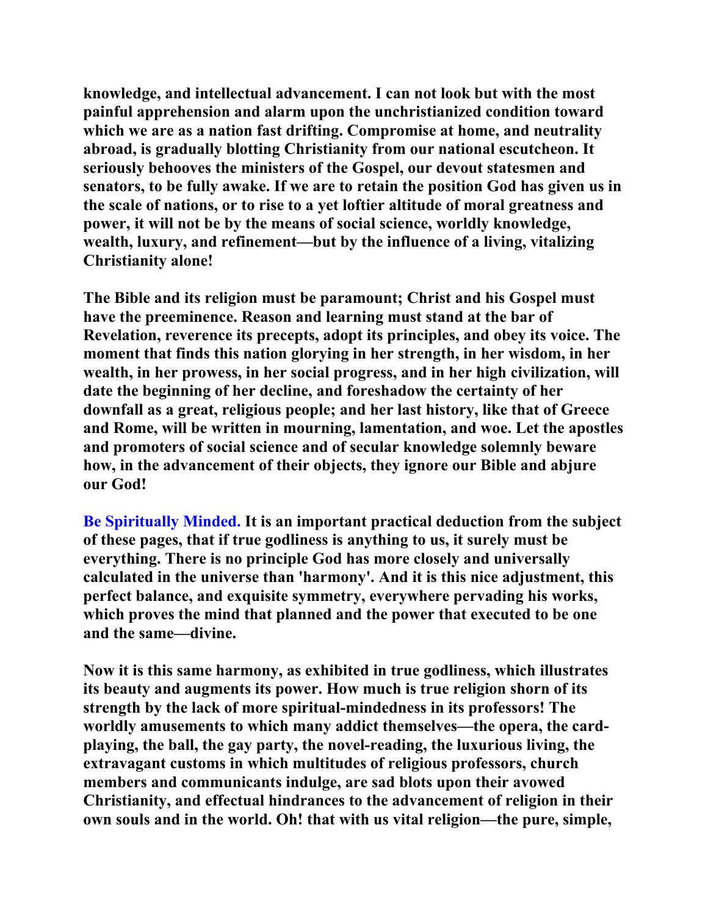**knowledge, and intellectual advancement. I can not look but with the most painful apprehension and alarm upon the unchristianized condition toward which we are as a nation fast drifting. Compromise at home, and neutrality abroad, is gradually blotting Christianity from our national escutcheon. It seriously behooves the ministers of the Gospel, our devout statesmen and senators, to be fully awake. If we are to retain the position God has given us in the scale of nations, or to rise to a yet loftier altitude of moral greatness and power, it will not be by the means of social science, worldly knowledge, wealth, luxury, and refinement—but by the influence of a living, vitalizing Christianity alone!**

**The Bible and its religion must be paramount; Christ and his Gospel must have the preeminence. Reason and learning must stand at the bar of Revelation, reverence its precepts, adopt its principles, and obey its voice. The moment that finds this nation glorying in her strength, in her wisdom, in her wealth, in her prowess, in her social progress, and in her high civilization, will date the beginning of her decline, and foreshadow the certainty of her downfall as a great, religious people; and her last history, like that of Greece and Rome, will be written in mourning, lamentation, and woe. Let the apostles and promoters of social science and of secular knowledge solemnly beware how, in the advancement of their objects, they ignore our Bible and abjure our God!**

**Be Spiritually Minded. It is an important practical deduction from the subject of these pages, that if true godliness is anything to us, it surely must be everything. There is no principle God has more closely and universally calculated in the universe than 'harmony'. And it is this nice adjustment, this perfect balance, and exquisite symmetry, everywhere pervading his works, which proves the mind that planned and the power that executed to be one and the same—divine.**

**Now it is this same harmony, as exhibited in true godliness, which illustrates its beauty and augments its power. How much is true religion shorn of its strength by the lack of more spiritual-mindedness in its professors! The worldly amusements to which many addict themselves—the opera, the card-playing, the ball, the gay party, the novel-reading, the luxurious living, the extravagant customs in which multitudes of religious professors, church members and communicants indulge, are sad blots upon their avowed Christianity, and effectual hindrances to the advancement of religion in their own souls and in the world. Oh! that with us vital religion—the pure, simple,**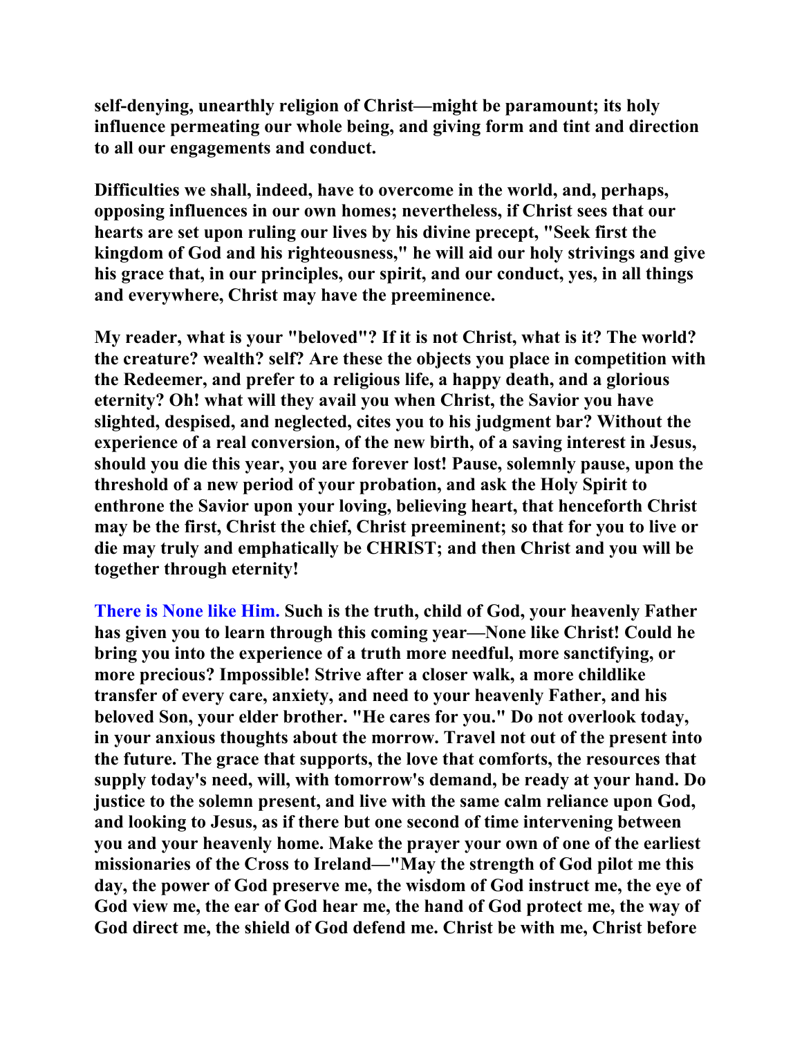**self-denying, unearthly religion of Christ—might be paramount; its holy influence permeating our whole being, and giving form and tint and direction to all our engagements and conduct.**

**Difficulties we shall, indeed, have to overcome in the world, and, perhaps, opposing influences in our own homes; nevertheless, if Christ sees that our hearts are set upon ruling our lives by his divine precept, "Seek first the kingdom of God and his righteousness," he will aid our holy strivings and give his grace that, in our principles, our spirit, and our conduct, yes, in all things and everywhere, Christ may have the preeminence.**

**My reader, what is your "beloved"? If it is not Christ, what is it? The world? the creature? wealth? self? Are these the objects you place in competition with the Redeemer, and prefer to a religious life, a happy death, and a glorious eternity? Oh! what will they avail you when Christ, the Savior you have slighted, despised, and neglected, cites you to his judgment bar? Without the experience of a real conversion, of the new birth, of a saving interest in Jesus, should you die this year, you are forever lost! Pause, solemnly pause, upon the threshold of a new period of your probation, and ask the Holy Spirit to enthrone the Savior upon your loving, believing heart, that henceforth Christ may be the first, Christ the chief, Christ preeminent; so that for you to live or die may truly and emphatically be CHRIST; and then Christ and you will be together through eternity!**

**There is None like Him.** **Such is the truth, child of God, your heavenly Father has given you to learn through this coming year—None like Christ! Could he bring you into the experience of a truth more needful, more sanctifying, or more precious? Impossible! Strive after a closer walk, a more childlike transfer of every care, anxiety, and need to your heavenly Father, and his beloved Son, your elder brother. "He cares for you." Do not overlook today, in your anxious thoughts about the morrow. Travel not out of the present into the future. The grace that supports, the love that comforts, the resources that supply today's need, will, with tomorrow's demand, be ready at your hand. Do justice to the solemn present, and live with the same calm reliance upon God, and looking to Jesus, as if there but one second of time intervening between you and your heavenly home. Make the prayer your own of one of the earliest missionaries of the Cross to Ireland—"May the strength of God pilot me this day, the power of God preserve me, the wisdom of God instruct me, the eye of God view me, the ear of God hear me, the hand of God protect me, the way of God direct me, the shield of God defend me. Christ be with me, Christ before**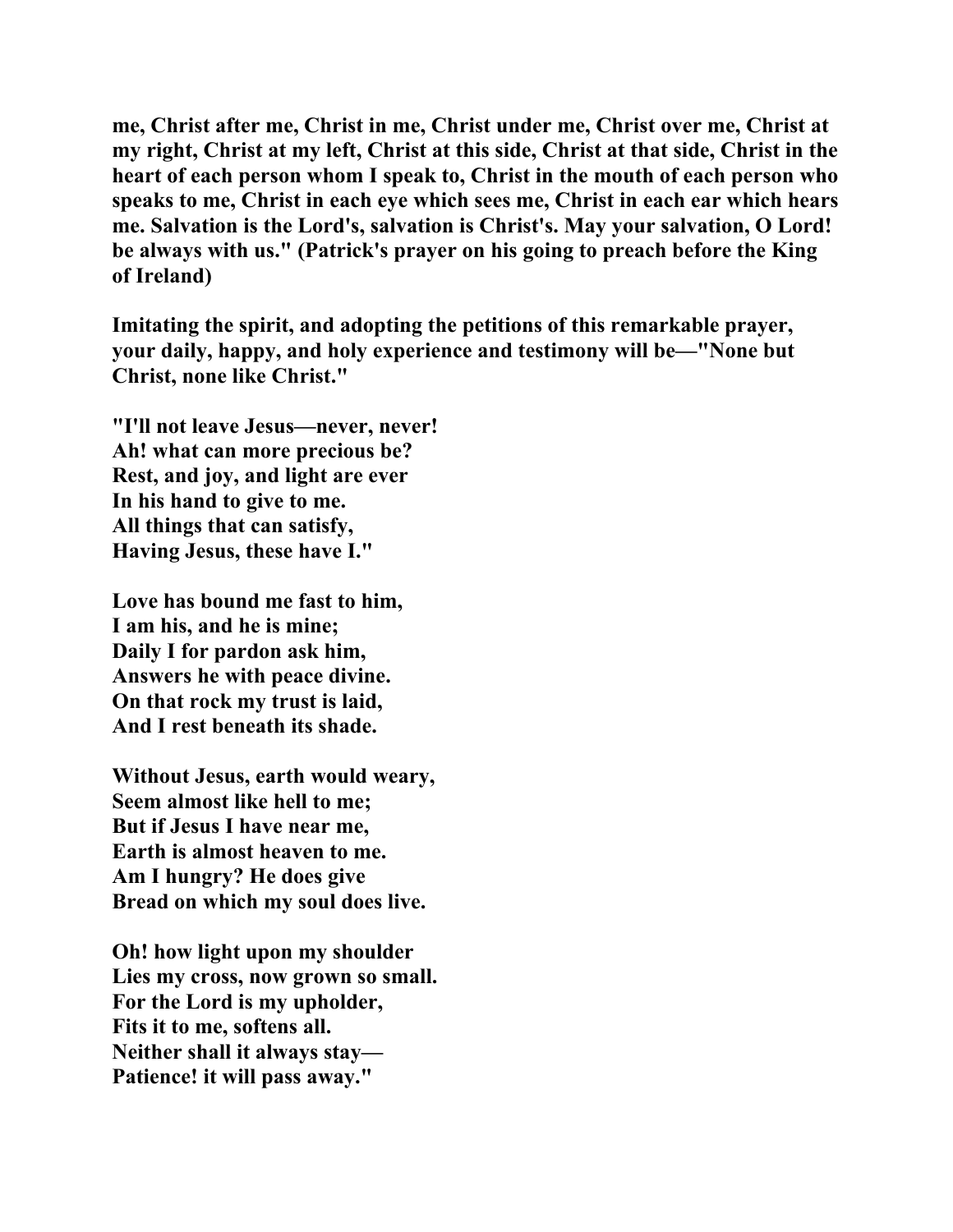**me, Christ after me, Christ in me, Christ under me, Christ over me, Christ at my right, Christ at my left, Christ at this side, Christ at that side, Christ in the heart of each person whom I speak to, Christ in the mouth of each person who speaks to me, Christ in each eye which sees me, Christ in each ear which hears me. Salvation is the Lord's, salvation is Christ's. May your salvation, O Lord! be always with us." (Patrick's prayer on his going to preach before the King of Ireland)**

**Imitating the spirit, and adopting the petitions of this remarkable prayer, your daily, happy, and holy experience and testimony will be—"None but Christ, none like Christ."**

**"I'll not leave Jesus—never, never!**
**Ah! what can more precious be?**
**Rest, and joy, and light are ever**
**In his hand to give to me.**
**All things that can satisfy,**
**Having Jesus, these have I."**

**Love has bound me fast to him,**
**I am his, and he is mine;**
**Daily I for pardon ask him,**
**Answers he with peace divine.**
**On that rock my trust is laid,**
**And I rest beneath its shade.**

**Without Jesus, earth would weary,**
**Seem almost like hell to me;**
**But if Jesus I have near me,**
**Earth is almost heaven to me.**
**Am I hungry? He does give**
**Bread on which my soul does live.**

**Oh! how light upon my shoulder**
**Lies my cross, now grown so small.**
**For the Lord is my upholder,**
**Fits it to me, softens all.**
**Neither shall it always stay—**
**Patience! it will pass away."**